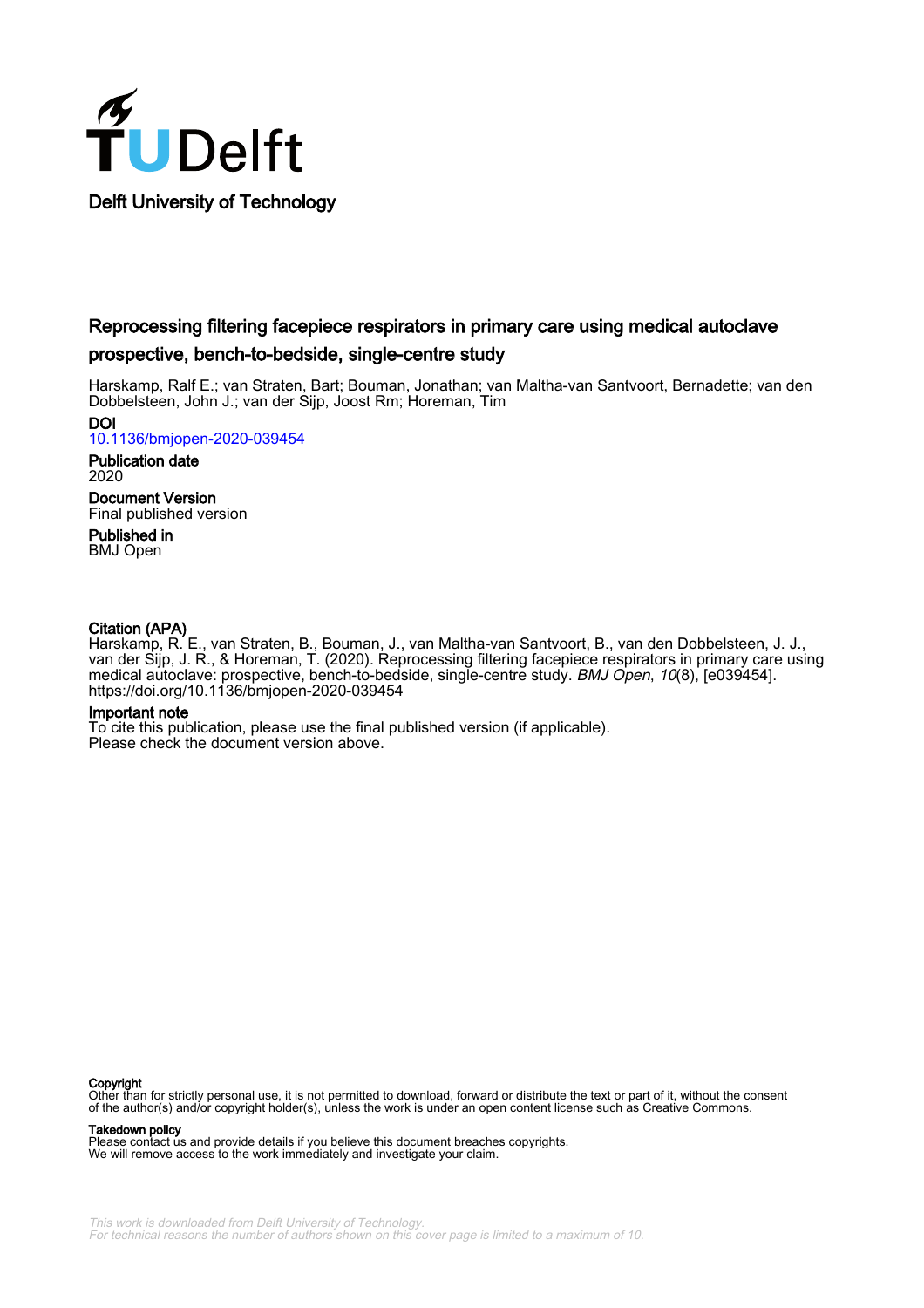Delft University of Technology

# Reprocessing filtering facepiece respirators in primary care using medical autoclave prospective, bench-to-bedside, single-centre study

Harskamp, Ralf E.; van Straten, Bart; Bouman, Jonathan; van Maltha-van Santvoort, Bernadette; van den Dobbelsteen, John J.; van der Sijp, Joost Rm; Horeman, Tim

**DOI**
10.1136/bmjopen-2020-039454

**Publication date**
2020

**Document Version**
Final published version

**Published in**
BMJ Open

**Citation (APA)**
Harskamp, R. E., van Straten, B., Bouman, J., van Maltha-van Santvoort, B., van den Dobbelsteen, J. J., van der Sijp, J. R., & Horeman, T. (2020). Reprocessing filtering facepiece respirators in primary care using medical autoclave: prospective, bench-to-bedside, single-centre study. *BMJ Open*, *10*(8), [e039454]. https://doi.org/10.1136/bmjopen-2020-039454

**Important note**
To cite this publication, please use the final published version (if applicable).
Please check the document version above.

**Copyright**
Other than for strictly personal use, it is not permitted to download, forward or distribute the text or part of it, without the consent of the author(s) and/or copyright holder(s), unless the work is under an open content license such as Creative Commons.

**Takedown policy**
Please contact us and provide details if you believe this document breaches copyrights.
We will remove access to the work immediately and investigate your claim.

*This work is downloaded from Delft University of Technology.*
*For technical reasons the number of authors shown on this cover page is limited to a maximum of 10.*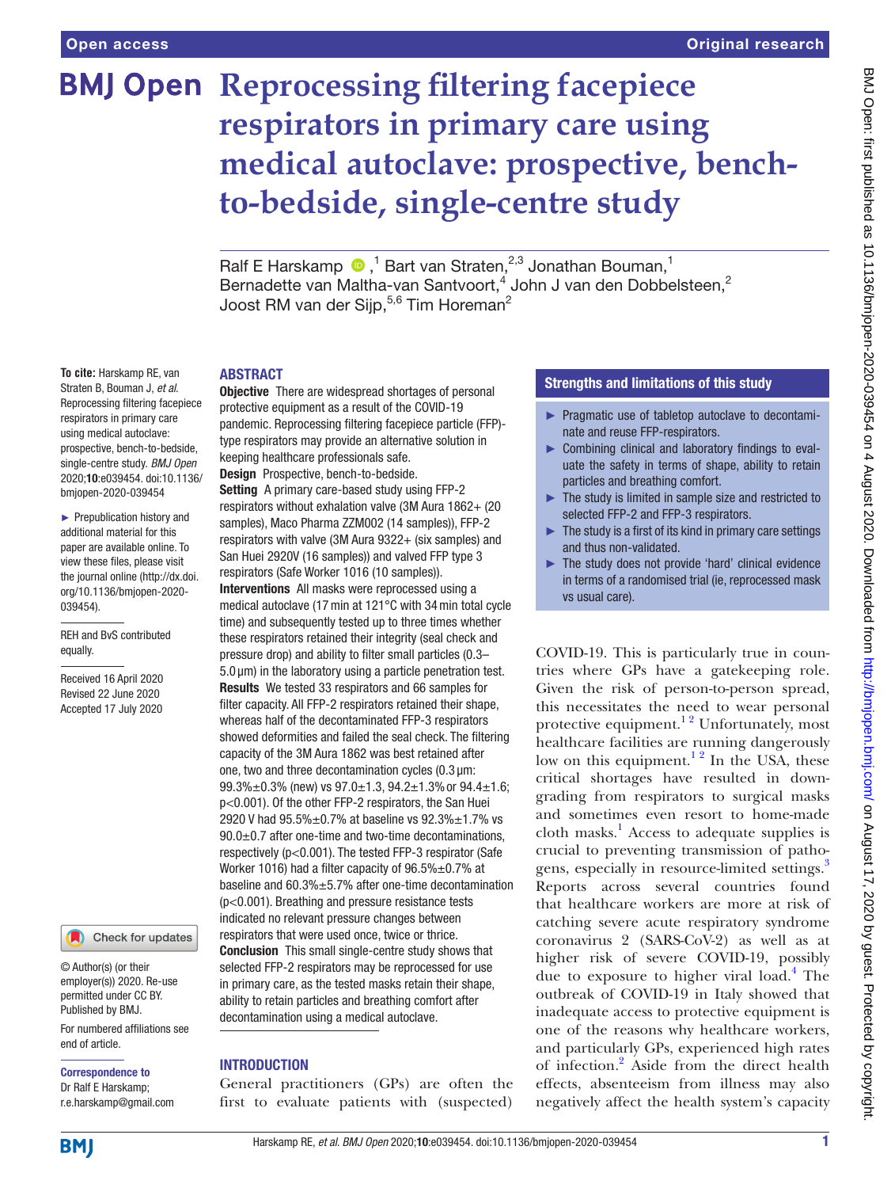# Reprocessing filtering facepiece respirators in primary care using medical autoclave: prospective, bench-to-bedside, single-centre study

Ralf E Harskamp,[1] Bart van Straten,[2,3] Jonathan Bouman,[1] Bernadette van Maltha-van Santvoort,[4] John J van den Dobbelsteen,[2] Joost RM van der Sijp,[5,6] Tim Horeman[2]

**To cite:** Harskamp RE, van Straten B, Bouman J, *et al*. Reprocessing filtering facepiece respirators in primary care using medical autoclave: prospective, bench-to-bedside, single-centre study. *BMJ Open* 2020;**10**:e039454. doi:10.1136/bmjopen-2020-039454

► Prepublication history and additional material for this paper are available online. To view these files, please visit the journal online (http://dx.doi.org/10.1136/bmjopen-2020-039454).

REH and BvS contributed equally.

Received 16 April 2020
Revised 22 June 2020
Accepted 17 July 2020

© Author(s) (or their employer(s)) 2020. Re-use permitted under CC BY. Published by BMJ.

For numbered affiliations see end of article.

**Correspondence to**
Dr Ralf E Harskamp;
r.e.harskamp@gmail.com

## ABSTRACT

**Objective** There are widespread shortages of personal protective equipment as a result of the COVID-19 pandemic. Reprocessing filtering facepiece particle (FFP)-type respirators may provide an alternative solution in keeping healthcare professionals safe.

**Design** Prospective, bench-to-bedside.

**Setting** A primary care-based study using FFP-2 respirators without exhalation valve (3M Aura 1862+ (20 samples), Maco Pharma ZZM002 (14 samples)), FFP-2 respirators with valve (3M Aura 9322+ (six samples) and San Huei 2920V (16 samples)) and valved FFP type 3 respirators (Safe Worker 1016 (10 samples)).

**Interventions** All masks were reprocessed using a medical autoclave (17 min at 121°C with 34 min total cycle time) and subsequently tested up to three times whether these respirators retained their integrity (seal check and pressure drop) and ability to filter small particles (0.3–5.0 µm) in the laboratory using a particle penetration test.

**Results** We tested 33 respirators and 66 samples for filter capacity. All FFP-2 respirators retained their shape, whereas half of the decontaminated FFP-3 respirators showed deformities and failed the seal check. The filtering capacity of the 3M Aura 1862 was best retained after one, two and three decontamination cycles (0.3 µm: 99.3%±0.3% (new) vs 97.0±1.3, 94.2±1.3% or 94.4±1.6; p<0.001). Of the other FFP-2 respirators, the San Huei 2920 V had 95.5%±0.7% at baseline vs 92.3%±1.7% vs 90.0±0.7 after one-time and two-time decontaminations, respectively (p<0.001). The tested FFP-3 respirator (Safe Worker 1016) had a filter capacity of 96.5%±0.7% at baseline and 60.3%±5.7% after one-time decontamination (p<0.001). Breathing and pressure resistance tests indicated no relevant pressure changes between respirators that were used once, twice or thrice.

**Conclusion** This small single-centre study shows that selected FFP-2 respirators may be reprocessed for use in primary care, as the tested masks retain their shape, ability to retain particles and breathing comfort after decontamination using a medical autoclave.

## Strengths and limitations of this study

- Pragmatic use of tabletop autoclave to decontaminate and reuse FFP-respirators.
- Combining clinical and laboratory findings to evaluate the safety in terms of shape, ability to retain particles and breathing comfort.
- The study is limited in sample size and restricted to selected FFP-2 and FFP-3 respirators.
- The study is a first of its kind in primary care settings and thus non-validated.
- The study does not provide 'hard' clinical evidence in terms of a randomised trial (ie, reprocessed mask vs usual care).

## INTRODUCTION

General practitioners (GPs) are often the first to evaluate patients with (suspected) COVID-19. This is particularly true in countries where GPs have a gatekeeping role. Given the risk of person-to-person spread, this necessitates the need to wear personal protective equipment.[1,2] Unfortunately, most healthcare facilities are running dangerously low on this equipment.[1,2] In the USA, these critical shortages have resulted in downgrading from respirators to surgical masks and sometimes even resort to home-made cloth masks.[1] Access to adequate supplies is crucial to preventing transmission of pathogens, especially in resource-limited settings.[3] Reports across several countries found that healthcare workers are more at risk of catching severe acute respiratory syndrome coronavirus 2 (SARS-CoV-2) as well as at higher risk of severe COVID-19, possibly due to exposure to higher viral load.[4] The outbreak of COVID-19 in Italy showed that inadequate access to protective equipment is one of the reasons why healthcare workers, and particularly GPs, experienced high rates of infection.[2] Aside from the direct health effects, absenteeism from illness may also negatively affect the health system's capacity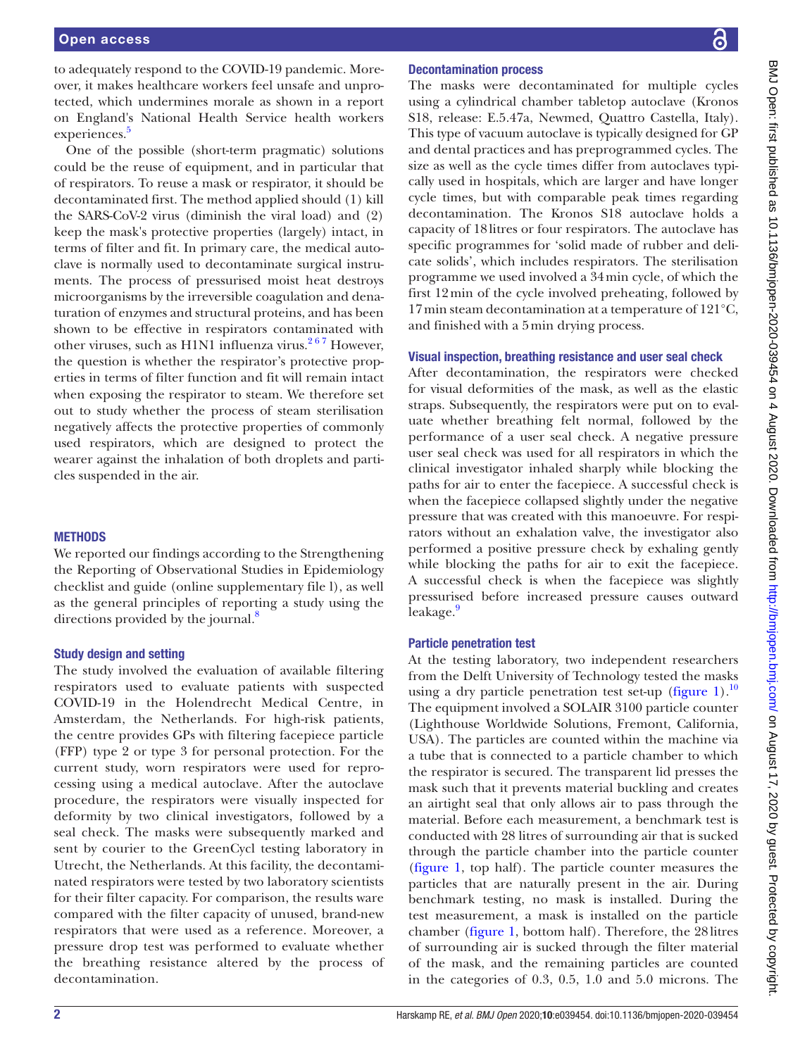to adequately respond to the COVID-19 pandemic. Moreover, it makes healthcare workers feel unsafe and unprotected, which undermines morale as shown in a report on England's National Health Service health workers experiences.[5]

One of the possible (short-term pragmatic) solutions could be the reuse of equipment, and in particular that of respirators. To reuse a mask or respirator, it should be decontaminated first. The method applied should (1) kill the SARS-CoV-2 virus (diminish the viral load) and (2) keep the mask's protective properties (largely) intact, in terms of filter and fit. In primary care, the medical autoclave is normally used to decontaminate surgical instruments. The process of pressurised moist heat destroys microorganisms by the irreversible coagulation and denaturation of enzymes and structural proteins, and has been shown to be effective in respirators contaminated with other viruses, such as H1N1 influenza virus.[2 6 7] However, the question is whether the respirator's protective properties in terms of filter function and fit will remain intact when exposing the respirator to steam. We therefore set out to study whether the process of steam sterilisation negatively affects the protective properties of commonly used respirators, which are designed to protect the wearer against the inhalation of both droplets and particles suspended in the air.

## METHODS

We reported our findings according to the Strengthening the Reporting of Observational Studies in Epidemiology checklist and guide (online supplementary file l), as well as the general principles of reporting a study using the directions provided by the journal.[8]

### Study design and setting

The study involved the evaluation of available filtering respirators used to evaluate patients with suspected COVID-19 in the Holendrecht Medical Centre, in Amsterdam, the Netherlands. For high-risk patients, the centre provides GPs with filtering facepiece particle (FFP) type 2 or type 3 for personal protection. For the current study, worn respirators were used for reprocessing using a medical autoclave. After the autoclave procedure, the respirators were visually inspected for deformity by two clinical investigators, followed by a seal check. The masks were subsequently marked and sent by courier to the GreenCycl testing laboratory in Utrecht, the Netherlands. At this facility, the decontaminated respirators were tested by two laboratory scientists for their filter capacity. For comparison, the results ware compared with the filter capacity of unused, brand-new respirators that were used as a reference. Moreover, a pressure drop test was performed to evaluate whether the breathing resistance altered by the process of decontamination.

### Decontamination process

The masks were decontaminated for multiple cycles using a cylindrical chamber tabletop autoclave (Kronos S18, release: E.5.47a, Newmed, Quattro Castella, Italy). This type of vacuum autoclave is typically designed for GP and dental practices and has preprogrammed cycles. The size as well as the cycle times differ from autoclaves typically used in hospitals, which are larger and have longer cycle times, but with comparable peak times regarding decontamination. The Kronos S18 autoclave holds a capacity of 18 litres or four respirators. The autoclave has specific programmes for 'solid made of rubber and delicate solids', which includes respirators. The sterilisation programme we used involved a 34 min cycle, of which the first 12 min of the cycle involved preheating, followed by 17 min steam decontamination at a temperature of 121°C, and finished with a 5 min drying process.

### Visual inspection, breathing resistance and user seal check

After decontamination, the respirators were checked for visual deformities of the mask, as well as the elastic straps. Subsequently, the respirators were put on to evaluate whether breathing felt normal, followed by the performance of a user seal check. A negative pressure user seal check was used for all respirators in which the clinical investigator inhaled sharply while blocking the paths for air to enter the facepiece. A successful check is when the facepiece collapsed slightly under the negative pressure that was created with this manoeuvre. For respirators without an exhalation valve, the investigator also performed a positive pressure check by exhaling gently while blocking the paths for air to exit the facepiece. A successful check is when the facepiece was slightly pressurised before increased pressure causes outward leakage.[9]

### Particle penetration test

At the testing laboratory, two independent researchers from the Delft University of Technology tested the masks using a dry particle penetration test set-up (figure 1).[10] The equipment involved a SOLAIR 3100 particle counter (Lighthouse Worldwide Solutions, Fremont, California, USA). The particles are counted within the machine via a tube that is connected to a particle chamber to which the respirator is secured. The transparent lid presses the mask such that it prevents material buckling and creates an airtight seal that only allows air to pass through the material. Before each measurement, a benchmark test is conducted with 28 litres of surrounding air that is sucked through the particle chamber into the particle counter (figure 1, top half). The particle counter measures the particles that are naturally present in the air. During benchmark testing, no mask is installed. During the test measurement, a mask is installed on the particle chamber (figure 1, bottom half). Therefore, the 28 litres of surrounding air is sucked through the filter material of the mask, and the remaining particles are counted in the categories of 0.3, 0.5, 1.0 and 5.0 microns. The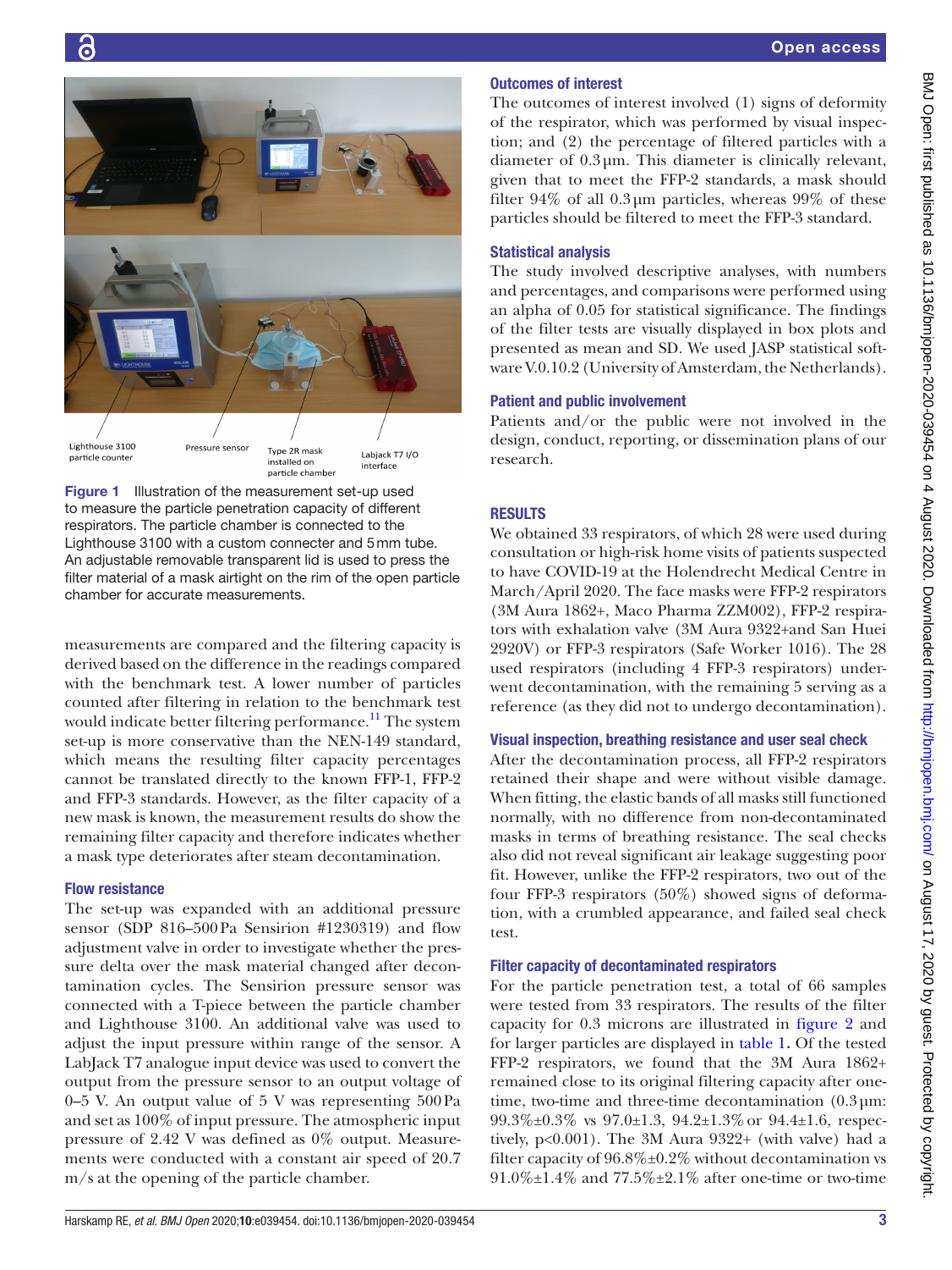Lighthouse 3100 particle counter

Pressure sensor

Type 2R mask installed on particle chamber

Labjack T7 I/O interface

**Figure 1** Illustration of the measurement set-up used to measure the particle penetration capacity of different respirators. The particle chamber is connected to the Lighthouse 3100 with a custom connecter and 5 mm tube. An adjustable removable transparent lid is used to press the filter material of a mask airtight on the rim of the open particle chamber for accurate measurements.

measurements are compared and the filtering capacity is derived based on the difference in the readings compared with the benchmark test. A lower number of particles counted after filtering in relation to the benchmark test would indicate better filtering performance.[11] The system set-up is more conservative than the NEN-149 standard, which means the resulting filter capacity percentages cannot be translated directly to the known FFP-1, FFP-2 and FFP-3 standards. However, as the filter capacity of a new mask is known, the measurement results do show the remaining filter capacity and therefore indicates whether a mask type deteriorates after steam decontamination.

### Flow resistance

The set-up was expanded with an additional pressure sensor (SDP 816–500 Pa Sensirion #1230319) and flow adjustment valve in order to investigate whether the pressure delta over the mask material changed after decontamination cycles. The Sensirion pressure sensor was connected with a T-piece between the particle chamber and Lighthouse 3100. An additional valve was used to adjust the input pressure within range of the sensor. A LabJack T7 analogue input device was used to convert the output from the pressure sensor to an output voltage of 0–5 V. An output value of 5 V was representing 500 Pa and set as 100% of input pressure. The atmospheric input pressure of 2.42 V was defined as 0% output. Measurements were conducted with a constant air speed of 20.7 m/s at the opening of the particle chamber.

### Outcomes of interest

The outcomes of interest involved (1) signs of deformity of the respirator, which was performed by visual inspection; and (2) the percentage of filtered particles with a diameter of 0.3 µm. This diameter is clinically relevant, given that to meet the FFP-2 standards, a mask should filter 94% of all 0.3 µm particles, whereas 99% of these particles should be filtered to meet the FFP-3 standard.

### Statistical analysis

The study involved descriptive analyses, with numbers and percentages, and comparisons were performed using an alpha of 0.05 for statistical significance. The findings of the filter tests are visually displayed in box plots and presented as mean and SD. We used JASP statistical software V.0.10.2 (University of Amsterdam, the Netherlands).

### Patient and public involvement

Patients and/or the public were not involved in the design, conduct, reporting, or dissemination plans of our research.

## RESULTS

We obtained 33 respirators, of which 28 were used during consultation or high-risk home visits of patients suspected to have COVID-19 at the Holendrecht Medical Centre in March/April 2020. The face masks were FFP-2 respirators (3M Aura 1862+, Maco Pharma ZZM002), FFP-2 respirators with exhalation valve (3M Aura 9322+and San Huei 2920V) or FFP-3 respirators (Safe Worker 1016). The 28 used respirators (including 4 FFP-3 respirators) underwent decontamination, with the remaining 5 serving as a reference (as they did not to undergo decontamination).

### Visual inspection, breathing resistance and user seal check

After the decontamination process, all FFP-2 respirators retained their shape and were without visible damage. When fitting, the elastic bands of all masks still functioned normally, with no difference from non-decontaminated masks in terms of breathing resistance. The seal checks also did not reveal significant air leakage suggesting poor fit. However, unlike the FFP-2 respirators, two out of the four FFP-3 respirators (50%) showed signs of deformation, with a crumbled appearance, and failed seal check test.

### Filter capacity of decontaminated respirators

For the particle penetration test, a total of 66 samples were tested from 33 respirators. The results of the filter capacity for 0.3 microns are illustrated in figure 2 and for larger particles are displayed in table 1. Of the tested FFP-2 respirators, we found that the 3M Aura 1862+ remained close to its original filtering capacity after one-time, two-time and three-time decontamination (0.3 µm: 99.3%±0.3% vs 97.0±1.3, 94.2±1.3% or 94.4±1.6, respectively, $p<0.001$). The 3M Aura 9322+ (with valve) had a filter capacity of 96.8%±0.2% without decontamination vs 91.0%±1.4% and 77.5%±2.1% after one-time or two-time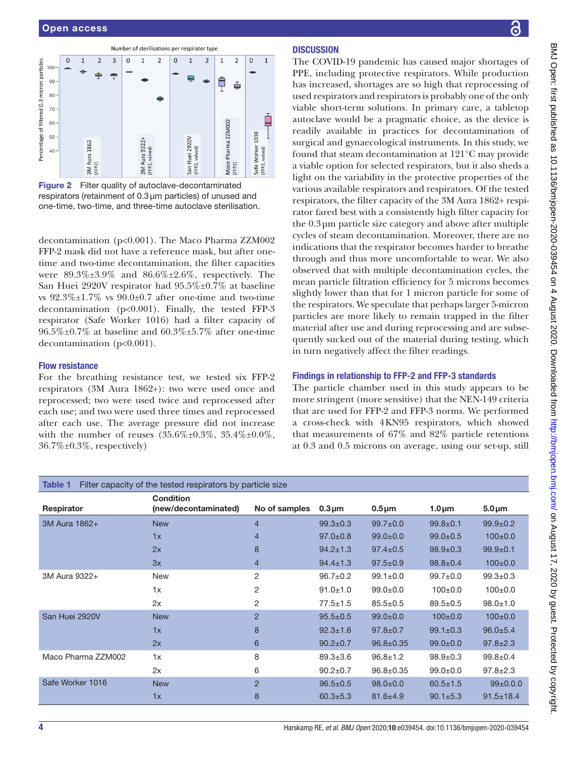Figure 2 Filter quality of autoclave-decontaminated respirators (retainment of 0.3 µm particles) of unused and one-time, two-time, and three-time autoclave sterilisation.

decontamination (p<0.001). The Maco Pharma ZZM002 FFP-2 mask did not have a reference mask, but after one-time and two-time decontamination, the filter capacities were 89.3%±3.9% and 86.6%±2.6%, respectively. The San Huei 2920V respirator had 95.5%±0.7% at baseline vs 92.3%±1.7% vs 90.0±0.7 after one-time and two-time decontamination (p<0.001). Finally, the tested FFP-3 respirator (Safe Worker 1016) had a filter capacity of 96.5%±0.7% at baseline and 60.3%±5.7% after one-time decontamination (p<0.001).

### Flow resistance

For the breathing resistance test, we tested six FFP-2 respirators (3M Aura 1862+): two were used once and reprocessed; two were used twice and reprocessed after each use; and two were used three times and reprocessed after each use. The average pressure did not increase with the number of reuses (35.6%±0.3%, 35.4%±0.0%, 36.7%±0.3%, respectively)

## DISCUSSION

The COVID-19 pandemic has caused major shortages of PPE, including protective respirators. While production has increased, shortages are so high that reprocessing of used respirators and respirators is probably one of the only viable short-term solutions. In primary care, a tabletop autoclave would be a pragmatic choice, as the device is readily available in practices for decontamination of surgical and gynaecological instruments. In this study, we found that steam decontamination at 121°C may provide a viable option for selected respirators, but it also sheds a light on the variability in the protective properties of the various available respirators and respirators. Of the tested respirators, the filter capacity of the 3M Aura 1862+ respirator fared best with a consistently high filter capacity for the 0.3 µm particle size category and above after multiple cycles of steam decontamination. Moreover, there are no indications that the respirator becomes harder to breathe through and thus more uncomfortable to wear. We also observed that with multiple decontamination cycles, the mean particle filtration efficiency for 5 microns becomes slightly lower than that for 1 micron particle for some of the respirators. We speculate that perhaps larger 5-micron particles are more likely to remain trapped in the filter material after use and during reprocessing and are subsequently sucked out of the material during testing, which in turn negatively affect the filter readings.

### Findings in relationship to FFP-2 and FFP-3 standards

The particle chamber used in this study appears to be more stringent (more sensitive) that the NEN-149 criteria that are used for FFP-2 and FFP-3 norms. We performed a cross-check with 4 KN95 respirators, which showed that measurements of 67% and 82% particle retentions at 0.3 and 0.5 microns on average, using our set-up, still

Table 1 Filter capacity of the tested respirators by particle size

| Respirator | Condition (new/decontaminated) | No of samples | 0.3 µm | 0.5 µm | 1.0 µm | 5.0 µm |
|---|---|---|---|---|---|---|
| 3M Aura 1862+ | New | 4 | 99.3±0.3 | 99.7±0.0 | 99.8±0.1 | 99.9±0.2 |
| | 1x | 4 | 97.0±0.8 | 99.0±0.0 | 99.0±0.5 | 100±0.0 |
| | 2x | 8 | 94.2±1.3 | 97.4±0.5 | 98.9±0.3 | 99.9±0.1 |
| | 3x | 4 | 94.4±1.3 | 97.5±0.9 | 98.8±0.4 | 100±0.0 |
| 3M Aura 9322+ | New | 2 | 96.7±0.2 | 99.1±0.0 | 99.7±0.0 | 99.3±0.3 |
| | 1x | 2 | 91.0±1.0 | 99.0±0.0 | 100±0.0 | 100±0.0 |
| | 2x | 2 | 77.5±1.5 | 85.5±0.5 | 89.5±0.5 | 98.0±1.0 |
| San Huei 2920V | New | 2 | 95.5±0.5 | 99.0±0.0 | 100±0.0 | 100±0.0 |
| | 1x | 8 | 92.3±1.6 | 97.8±0.7 | 99.1±0.3 | 96.0±5.4 |
| | 2x | 6 | 90.2±0.7 | 96.8±0.35 | 99.0±0.0 | 97.8±2.3 |
| Maco Pharma ZZM002 | 1x | 8 | 89.3±3.6 | 96.8±1.2 | 98.9±0.3 | 99.8±0.4 |
| | 2x | 6 | 90.2±0.7 | 96.8±0.35 | 99.0±0.0 | 97.8±2.3 |
| Safe Worker 1016 | New | 2 | 96.5±0.5 | 98.0±0.0 | 60.5±1.5 | 99±0.0.0 |
| | 1x | 8 | 60.3±5.3 | 81.6±4.9 | 90.1±5.3 | 91.5±18.4 |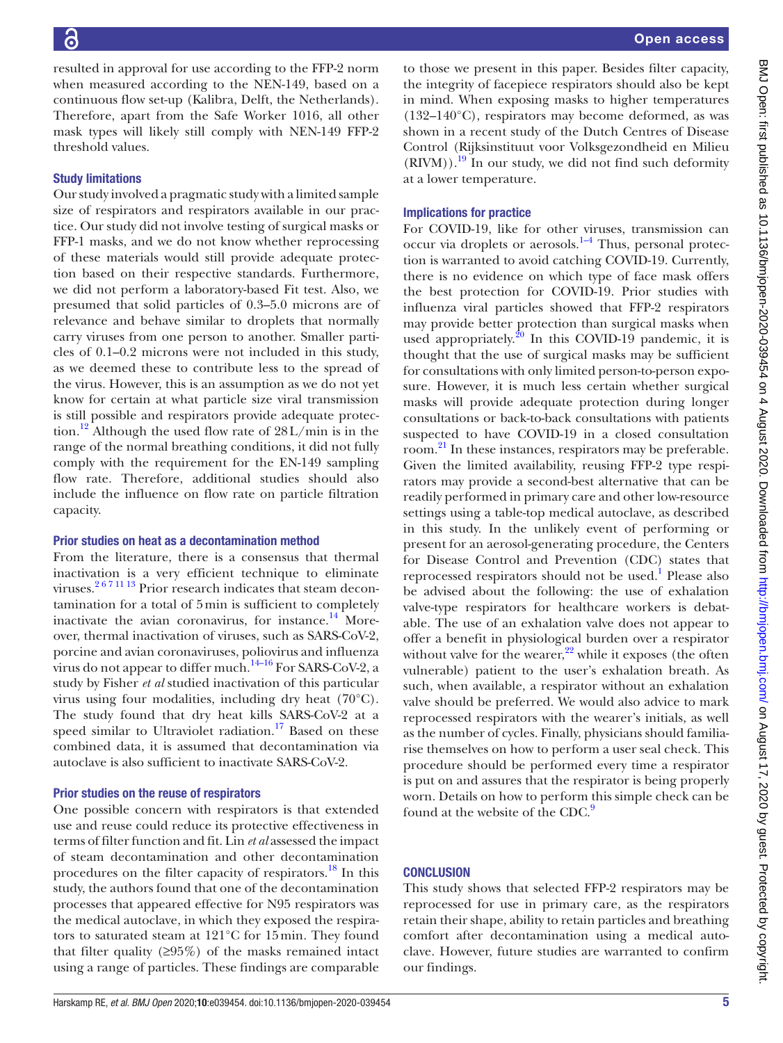resulted in approval for use according to the FFP-2 norm when measured according to the NEN-149, based on a continuous flow set-up (Kalibra, Delft, the Netherlands). Therefore, apart from the Safe Worker 1016, all other mask types will likely still comply with NEN-149 FFP-2 threshold values.

### Study limitations

Our study involved a pragmatic study with a limited sample size of respirators and respirators available in our practice. Our study did not involve testing of surgical masks or FFP-1 masks, and we do not know whether reprocessing of these materials would still provide adequate protection based on their respective standards. Furthermore, we did not perform a laboratory-based Fit test. Also, we presumed that solid particles of 0.3–5.0 microns are of relevance and behave similar to droplets that normally carry viruses from one person to another. Smaller particles of 0.1–0.2 microns were not included in this study, as we deemed these to contribute less to the spread of the virus. However, this is an assumption as we do not yet know for certain at what particle size viral transmission is still possible and respirators provide adequate protection.[12] Although the used flow rate of 28 L/min is in the range of the normal breathing conditions, it did not fully comply with the requirement for the EN-149 sampling flow rate. Therefore, additional studies should also include the influence on flow rate on particle filtration capacity.

### Prior studies on heat as a decontamination method

From the literature, there is a consensus that thermal inactivation is a very efficient technique to eliminate viruses.[2 6 7 11 13] Prior research indicates that steam decontamination for a total of 5 min is sufficient to completely inactivate the avian coronavirus, for instance.[14] Moreover, thermal inactivation of viruses, such as SARS-CoV-2, porcine and avian coronaviruses, poliovirus and influenza virus do not appear to differ much.[14–16] For SARS-CoV-2, a study by Fisher *et al* studied inactivation of this particular virus using four modalities, including dry heat (70°C). The study found that dry heat kills SARS-CoV-2 at a speed similar to Ultraviolet radiation.[17] Based on these combined data, it is assumed that decontamination via autoclave is also sufficient to inactivate SARS-CoV-2.

### Prior studies on the reuse of respirators

One possible concern with respirators is that extended use and reuse could reduce its protective effectiveness in terms of filter function and fit. Lin *et al* assessed the impact of steam decontamination and other decontamination procedures on the filter capacity of respirators.[18] In this study, the authors found that one of the decontamination processes that appeared effective for N95 respirators was the medical autoclave, in which they exposed the respirators to saturated steam at 121°C for 15 min. They found that filter quality (≥95%) of the masks remained intact using a range of particles. These findings are comparable to those we present in this paper. Besides filter capacity, the integrity of facepiece respirators should also be kept in mind. When exposing masks to higher temperatures (132–140°C), respirators may become deformed, as was shown in a recent study of the Dutch Centres of Disease Control (Rijksinstituut voor Volksgezondheid en Milieu (RIVM)).[19] In our study, we did not find such deformity at a lower temperature.

### Implications for practice

For COVID-19, like for other viruses, transmission can occur via droplets or aerosols.[1–4] Thus, personal protection is warranted to avoid catching COVID-19. Currently, there is no evidence on which type of face mask offers the best protection for COVID-19. Prior studies with influenza viral particles showed that FFP-2 respirators may provide better protection than surgical masks when used appropriately.[20] In this COVID-19 pandemic, it is thought that the use of surgical masks may be sufficient for consultations with only limited person-to-person exposure. However, it is much less certain whether surgical masks will provide adequate protection during longer consultations or back-to-back consultations with patients suspected to have COVID-19 in a closed consultation room.[21] In these instances, respirators may be preferable. Given the limited availability, reusing FFP-2 type respirators may provide a second-best alternative that can be readily performed in primary care and other low-resource settings using a table-top medical autoclave, as described in this study. In the unlikely event of performing or present for an aerosol-generating procedure, the Centers for Disease Control and Prevention (CDC) states that reprocessed respirators should not be used.[1] Please also be advised about the following: the use of exhalation valve-type respirators for healthcare workers is debatable. The use of an exhalation valve does not appear to offer a benefit in physiological burden over a respirator without valve for the wearer,[22] while it exposes (the often vulnerable) patient to the user's exhalation breath. As such, when available, a respirator without an exhalation valve should be preferred. We would also advice to mark reprocessed respirators with the wearer's initials, as well as the number of cycles. Finally, physicians should familiarise themselves on how to perform a user seal check. This procedure should be performed every time a respirator is put on and assures that the respirator is being properly worn. Details on how to perform this simple check can be found at the website of the CDC.[9]

## CONCLUSION

This study shows that selected FFP-2 respirators may be reprocessed for use in primary care, as the respirators retain their shape, ability to retain particles and breathing comfort after decontamination using a medical autoclave. However, future studies are warranted to confirm our findings.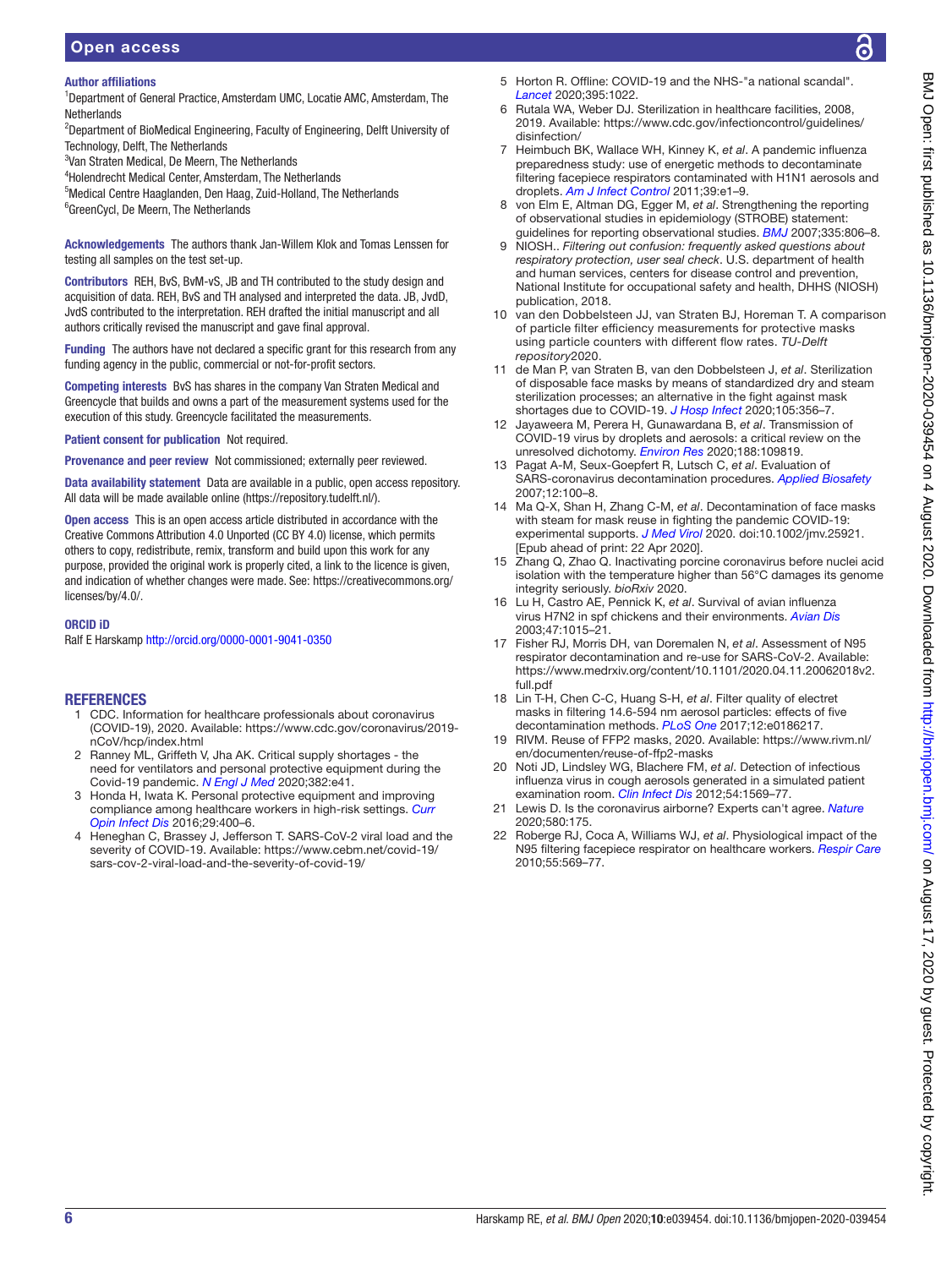### Author affiliations

[1]Department of General Practice, Amsterdam UMC, Locatie AMC, Amsterdam, The Netherlands
[2]Department of BioMedical Engineering, Faculty of Engineering, Delft University of Technology, Delft, The Netherlands
[3]Van Straten Medical, De Meern, The Netherlands
[4]Holendrecht Medical Center, Amsterdam, The Netherlands
[5]Medical Centre Haaglanden, Den Haag, Zuid-Holland, The Netherlands
[6]GreenCycl, De Meern, The Netherlands

**Acknowledgements** The authors thank Jan-Willem Klok and Tomas Lenssen for testing all samples on the test set-up.

**Contributors** REH, BvS, BvM-vS, JB and TH contributed to the study design and acquisition of data. REH, BvS and TH analysed and interpreted the data. JB, JvdD, JvdS contributed to the interpretation. REH drafted the initial manuscript and all authors critically revised the manuscript and gave final approval.

**Funding** The authors have not declared a specific grant for this research from any funding agency in the public, commercial or not-for-profit sectors.

**Competing interests** BvS has shares in the company Van Straten Medical and Greencycle that builds and owns a part of the measurement systems used for the execution of this study. Greencycle facilitated the measurements.

**Patient consent for publication** Not required.

**Provenance and peer review** Not commissioned; externally peer reviewed.

**Data availability statement** Data are available in a public, open access repository. All data will be made available online (https://repository.tudelft.nl/).

**Open access** This is an open access article distributed in accordance with the Creative Commons Attribution 4.0 Unported (CC BY 4.0) license, which permits others to copy, redistribute, remix, transform and build upon this work for any purpose, provided the original work is properly cited, a link to the licence is given, and indication of whether changes were made. See: https://creativecommons.org/licenses/by/4.0/.

### ORCID iD

Ralf E Harskamp http://orcid.org/0000-0001-9041-0350

## REFERENCES

1. CDC. Information for healthcare professionals about coronavirus (COVID-19), 2020. Available: https://www.cdc.gov/coronavirus/2019-nCoV/hcp/index.html
2. Ranney ML, Griffeth V, Jha AK. Critical supply shortages - the need for ventilators and personal protective equipment during the Covid-19 pandemic. *N Engl J Med* 2020;382:e41.
3. Honda H, Iwata K. Personal protective equipment and improving compliance among healthcare workers in high-risk settings. *Curr Opin Infect Dis* 2016;29:400–6.
4. Heneghan C, Brassey J, Jefferson T. SARS-CoV-2 viral load and the severity of COVID-19. Available: https://www.cebm.net/covid-19/sars-cov-2-viral-load-and-the-severity-of-covid-19/
5. Horton R. Offline: COVID-19 and the NHS-"a national scandal". *Lancet* 2020;395:1022.
6. Rutala WA, Weber DJ. Sterilization in healthcare facilities, 2008, 2019. Available: https://www.cdc.gov/infectioncontrol/guidelines/disinfection/
7. Heimbuch BK, Wallace WH, Kinney K, *et al*. A pandemic influenza preparedness study: use of energetic methods to decontaminate filtering facepiece respirators contaminated with H1N1 aerosols and droplets. *Am J Infect Control* 2011;39:e1–9.
8. von Elm E, Altman DG, Egger M, *et al*. Strengthening the reporting of observational studies in epidemiology (STROBE) statement: guidelines for reporting observational studies. *BMJ* 2007;335:806–8.
9. NIOSH.. *Filtering out confusion: frequently asked questions about respiratory protection, user seal check*. U.S. department of health and human services, centers for disease control and prevention, National Institute for occupational safety and health, DHHS (NIOSH) publication, 2018.
10. van den Dobbelsteen JJ, van Straten BJ, Horeman T. A comparison of particle filter efficiency measurements for protective masks using particle counters with different flow rates. *TU-Delft repository*2020.
11. de Man P, van Straten B, van den Dobbelsteen J, *et al*. Sterilization of disposable face masks by means of standardized dry and steam sterilization processes; an alternative in the fight against mask shortages due to COVID-19. *J Hosp Infect* 2020;105:356–7.
12. Jayaweera M, Perera H, Gunawardana B, *et al*. Transmission of COVID-19 virus by droplets and aerosols: a critical review on the unresolved dichotomy. *Environ Res* 2020;188:109819.
13. Pagat A-M, Seux-Goepfert R, Lutsch C, *et al*. Evaluation of SARS-coronavirus decontamination procedures. *Applied Biosafety* 2007;12:100–8.
14. Ma Q-X, Shan H, Zhang C-M, *et al*. Decontamination of face masks with steam for mask reuse in fighting the pandemic COVID-19: experimental supports. *J Med Virol* 2020. doi:10.1002/jmv.25921. [Epub ahead of print: 22 Apr 2020].
15. Zhang Q, Zhao Q. Inactivating porcine coronavirus before nuclei acid isolation with the temperature higher than 56°C damages its genome integrity seriously. *bioRxiv* 2020.
16. Lu H, Castro AE, Pennick K, *et al*. Survival of avian influenza virus H7N2 in spf chickens and their environments. *Avian Dis* 2003;47:1015–21.
17. Fisher RJ, Morris DH, van Doremalen N, *et al*. Assessment of N95 respirator decontamination and re-use for SARS-CoV-2. Available: https://www.medrxiv.org/content/10.1101/2020.04.11.20062018v2.full.pdf
18. Lin T-H, Chen C-C, Huang S-H, *et al*. Filter quality of electret masks in filtering 14.6-594 nm aerosol particles: effects of five decontamination methods. *PLoS One* 2017;12:e0186217.
19. RIVM. Reuse of FFP2 masks, 2020. Available: https://www.rivm.nl/en/documenten/reuse-of-ffp2-masks
20. Noti JD, Lindsley WG, Blachere FM, *et al*. Detection of infectious influenza virus in cough aerosols generated in a simulated patient examination room. *Clin Infect Dis* 2012;54:1569–77.
21. Lewis D. Is the coronavirus airborne? Experts can't agree. *Nature* 2020;580:175.
22. Roberge RJ, Coca A, Williams WJ, *et al*. Physiological impact of the N95 filtering facepiece respirator on healthcare workers. *Respir Care* 2010;55:569–77.